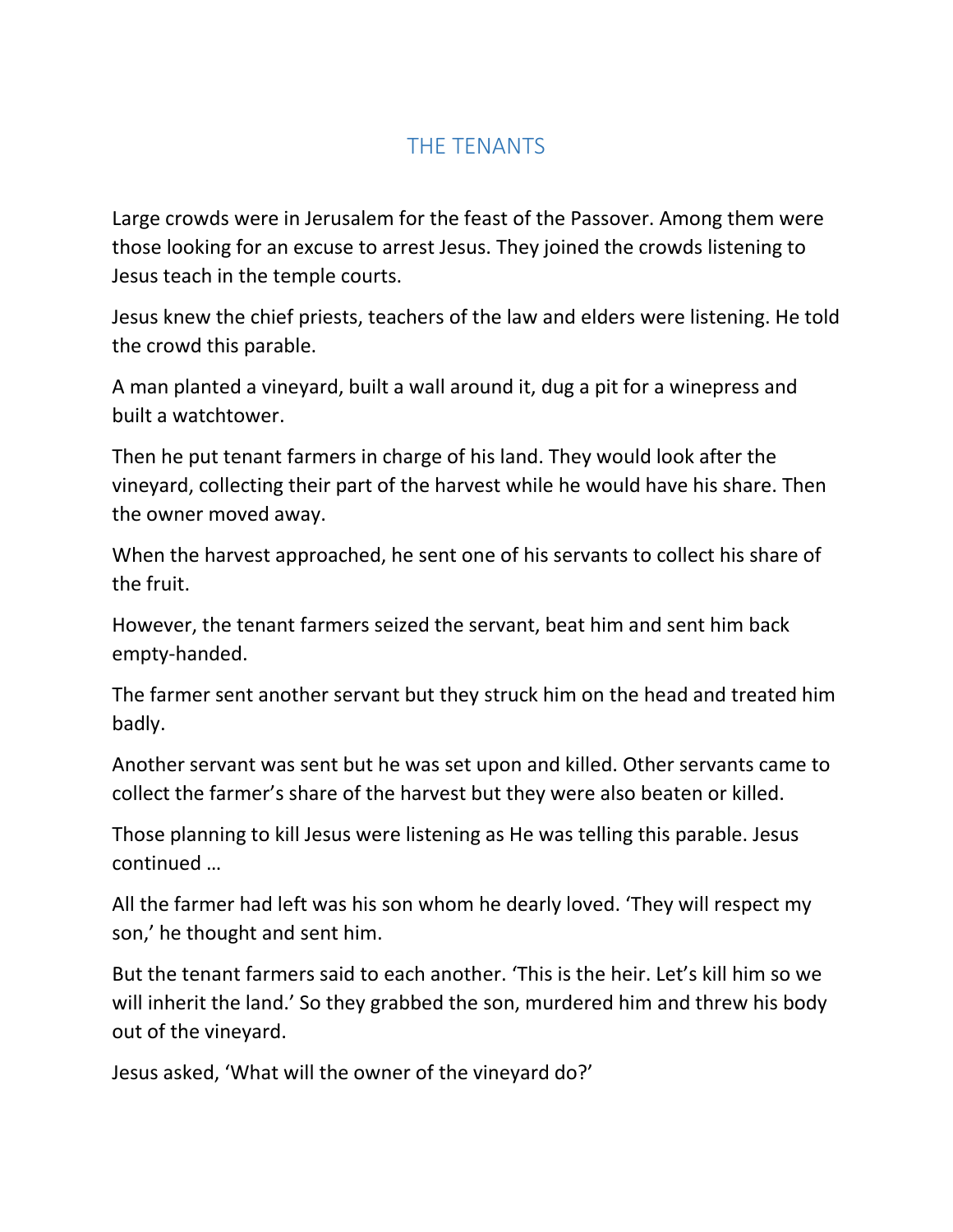# THE TENANTS

Large crowds were in Jerusalem for the feast of the Passover. Among them were those looking for an excuse to arrest Jesus. They joined the crowds listening to Jesus teach in the temple courts.

Jesus knew the chief priests, teachers of the law and elders were listening. He told the crowd this parable.

A man planted a vineyard, built a wall around it, dug a pit for a winepress and built a watchtower.

Then he put tenant farmers in charge of his land. They would look after the vineyard, collecting their part of the harvest while he would have his share. Then the owner moved away.

When the harvest approached, he sent one of his servants to collect his share of the fruit.

However, the tenant farmers seized the servant, beat him and sent him back empty-handed.

The farmer sent another servant but they struck him on the head and treated him badly.

Another servant was sent but he was set upon and killed. Other servants came to collect the farmer's share of the harvest but they were also beaten or killed.

Those planning to kill Jesus were listening as He was telling this parable. Jesus continued …

All the farmer had left was his son whom he dearly loved. 'They will respect my son,' he thought and sent him.

But the tenant farmers said to each another. 'This is the heir. Let's kill him so we will inherit the land.' So they grabbed the son, murdered him and threw his body out of the vineyard.

Jesus asked, 'What will the owner of the vineyard do?'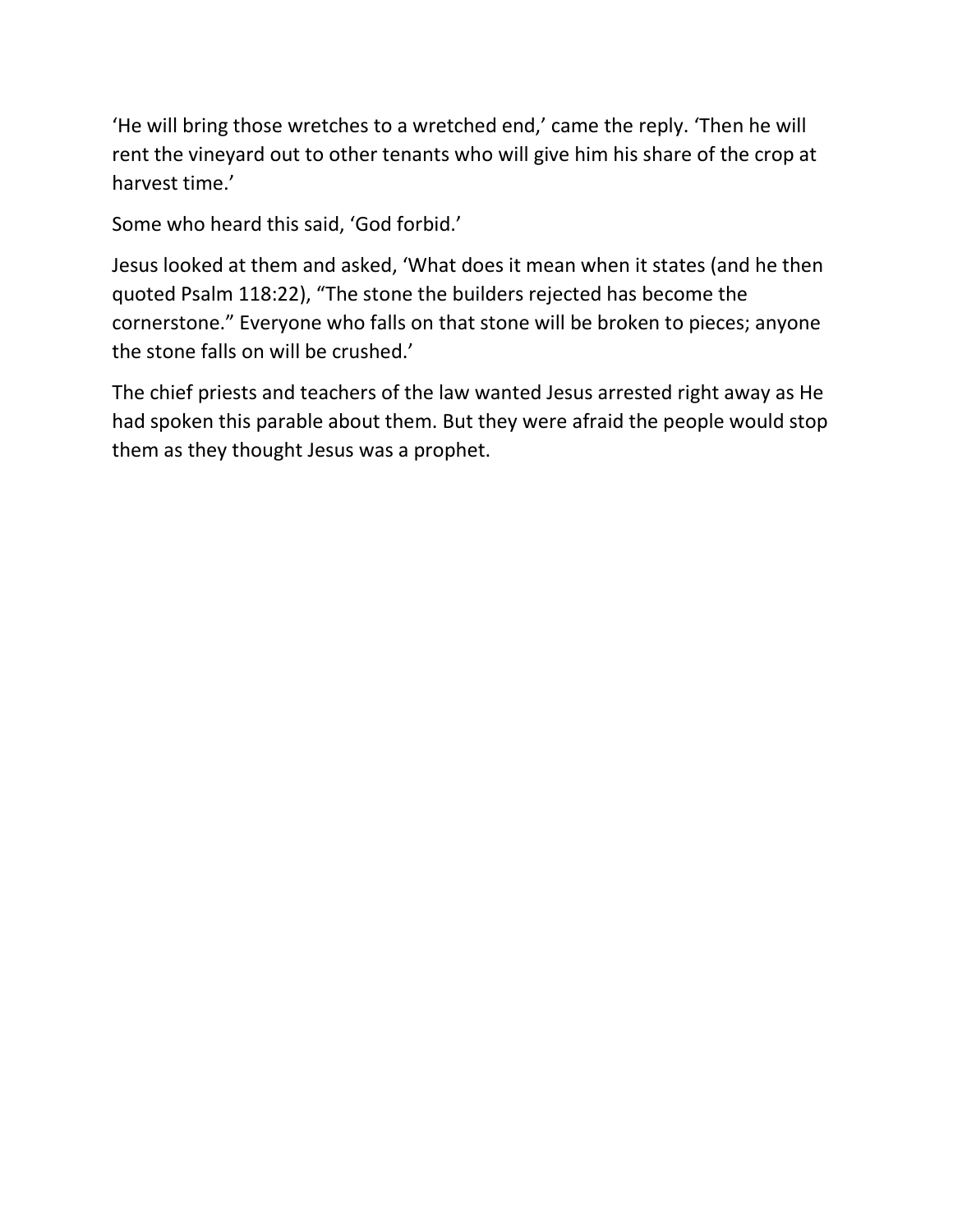'He will bring those wretches to a wretched end,' came the reply. 'Then he will rent the vineyard out to other tenants who will give him his share of the crop at harvest time.'

Some who heard this said, 'God forbid.'

Jesus looked at them and asked, 'What does it mean when it states (and he then quoted Psalm 118:22), "The stone the builders rejected has become the cornerstone." Everyone who falls on that stone will be broken to pieces; anyone the stone falls on will be crushed.'

The chief priests and teachers of the law wanted Jesus arrested right away as He had spoken this parable about them. But they were afraid the people would stop them as they thought Jesus was a prophet.